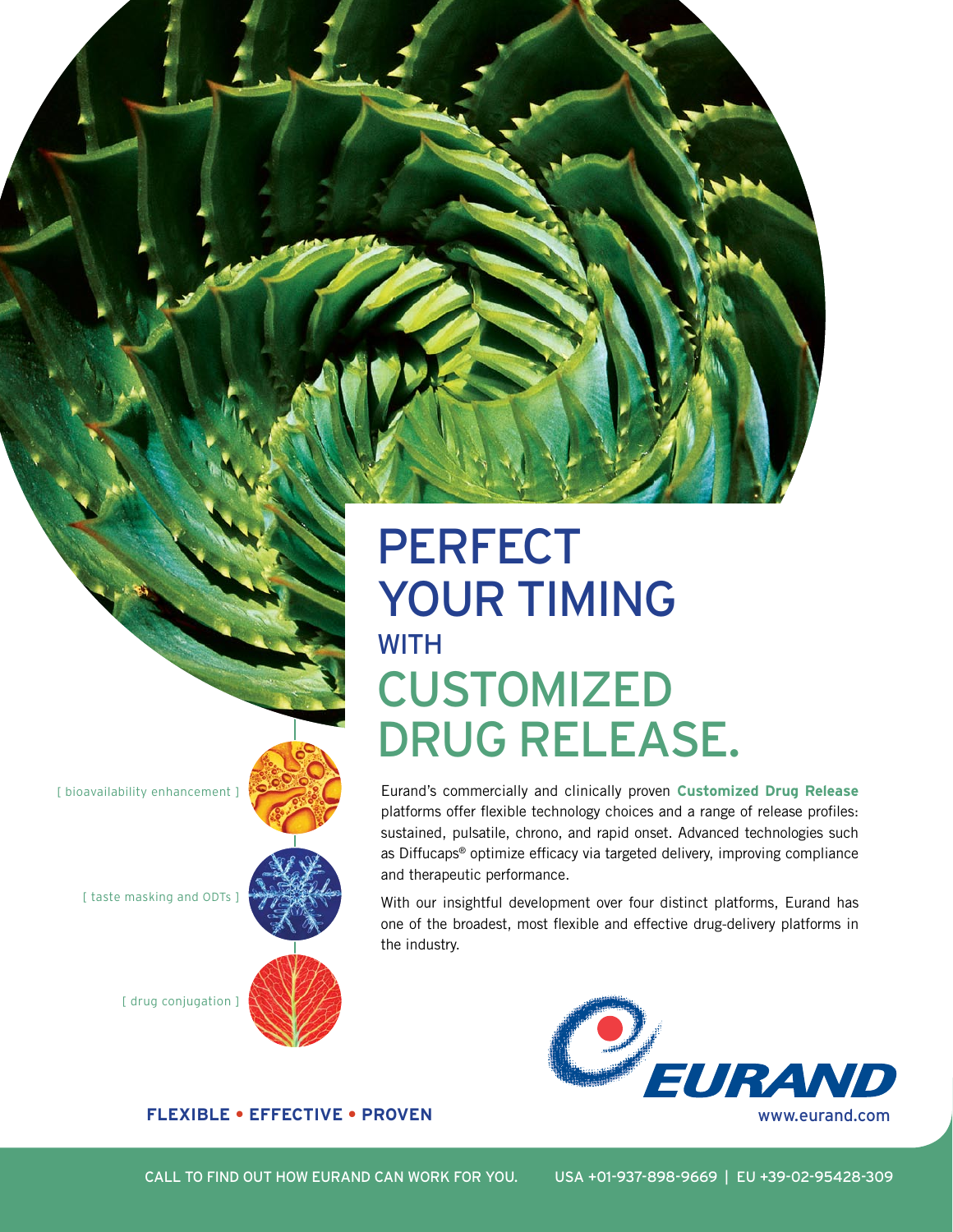# PERFECT YOUR TIMING WITH CUSTOMIZED DRUG RELEASE.

[ bioavailability enhancement ]

[ taste masking and ODTs ]

[ drug conjugation ]

Eurand's commercially and clinically proven **Customized Drug Release** platforms offer flexible technology choices and a range of release profiles: sustained, pulsatile, chrono, and rapid onset. Advanced technologies such as Diffucaps® optimize efficacy via targeted delivery, improving compliance and therapeutic performance.

With our insightful development over four distinct platforms, Eurand has one of the broadest, most flexible and effective drug-delivery platforms in the industry.

**FLEXIBLE • EFFECTIVE • PROVEN**

EURAND

www.eurand.com

CALL TO FIND OUT HOW EURAND CAN WORK FOR YOU. USA +01-937-898-9669 | EU +39-02-95428-309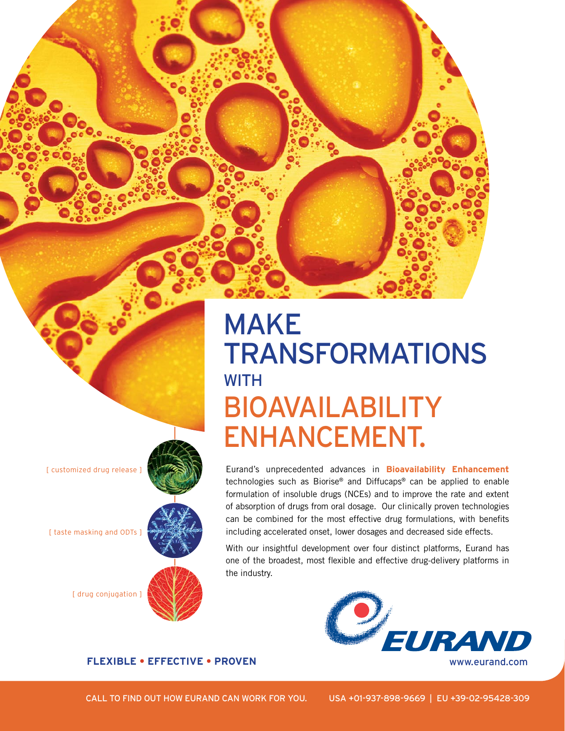# MAKE TRANSFORMATIONS WITH BIOAVAILABILITY ENHANCEMENT.

[ customized drug release ]

[ taste masking and ODTs ]

[ drug conjugation ]

Eurand's unprecedented advances in **Bioavailability Enhancement** technologies such as Biorise® and Diffucaps® can be applied to enable formulation of insoluble drugs (NCEs) and to improve the rate and extent of absorption of drugs from oral dosage. Our clinically proven technologies can be combined for the most effective drug formulations, with benefits including accelerated onset, lower dosages and decreased side effects.

With our insightful development over four distinct platforms, Eurand has one of the broadest, most flexible and effective drug-delivery platforms in the industry.

EURAND

www.eurand.com

**FLEXIBLE • EFFECTIVE • PROVEN**

CALL TO FIND OUT HOW EURAND CAN WORK FOR YOU. USA +01-937-898-9669 | EU +39-02-95428-309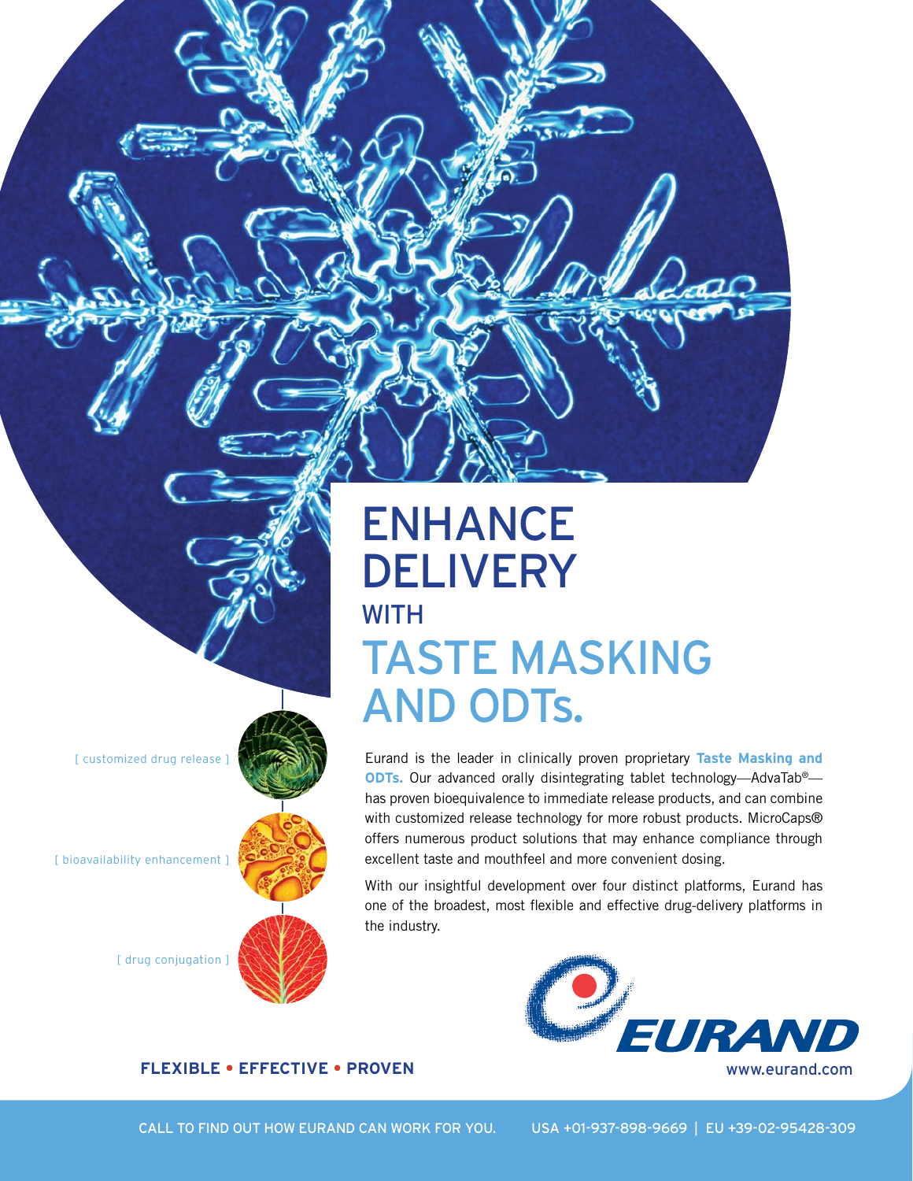# ENHANCE DELIVERY WITH TASTE MASKING AND ODTs.

[ customized drug release ]

[ bioavailability enhancement ]

[ drug conjugation ]

Eurand is the leader in clinically proven proprietary **Taste Masking and ODTs.** Our advanced orally disintegrating tablet technology—AdvaTab®—has proven bioequivalence to immediate release products, and can combine with customized release technology for more robust products. MicroCaps® offers numerous product solutions that may enhance compliance through excellent taste and mouthfeel and more convenient dosing.

With our insightful development over four distinct platforms, Eurand has one of the broadest, most flexible and effective drug-delivery platforms in the industry.

EURAND

www.eurand.com

**FLEXIBLE • EFFECTIVE • PROVEN**

CALL TO FIND OUT HOW EURAND CAN WORK FOR YOU. USA +01-937-898-9669 | EU +39-02-95428-309